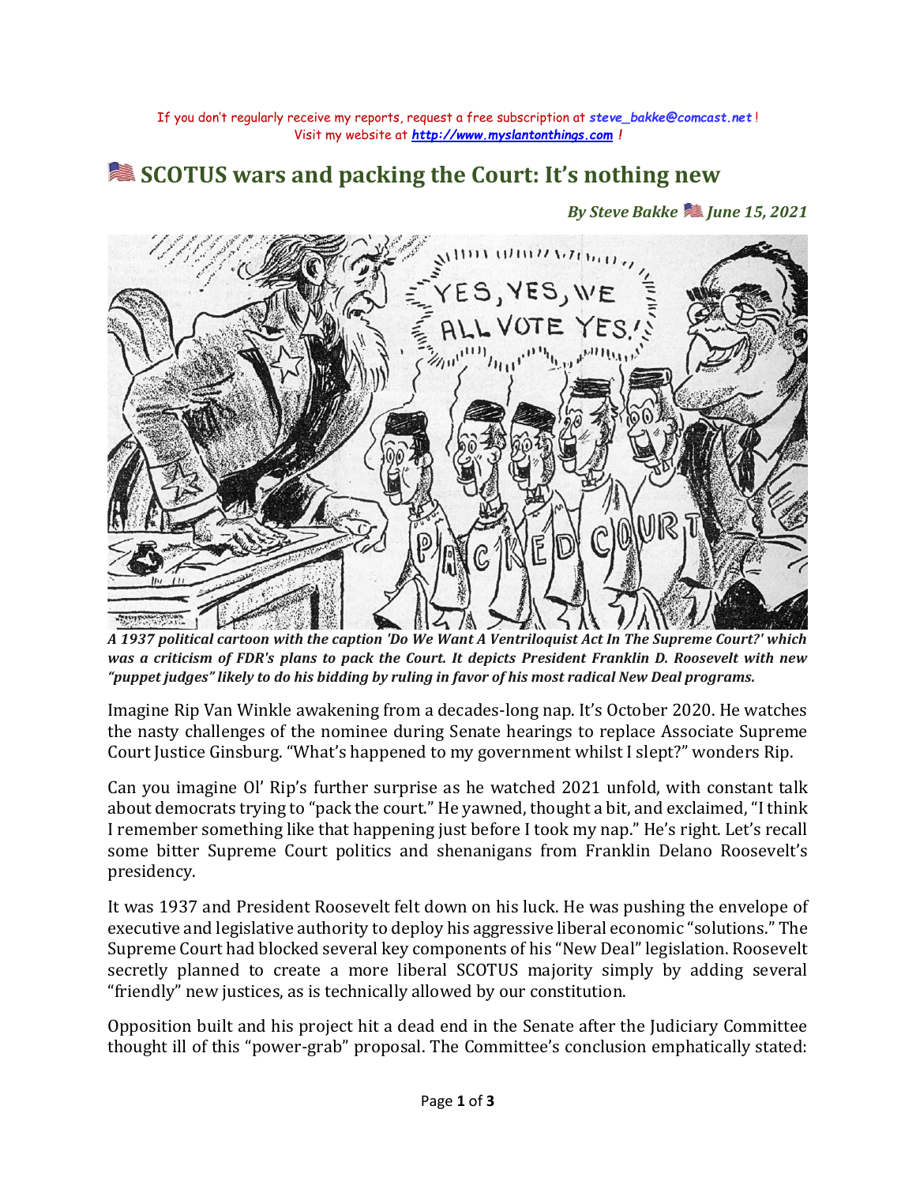If you don't regularly receive my reports, request a free subscription at ***steve_bakke@comcast.net*** !
Visit my website at ***http://www.myslantonthings.com*** !

# 🇺🇸 SCOTUS wars and packing the Court: It's nothing new

***By Steve Bakke 🇺🇸 June 15, 2021***

***A 1937 political cartoon with the caption 'Do We Want A Ventriloquist Act In The Supreme Court?' which was a criticism of FDR's plans to pack the Court. It depicts President Franklin D. Roosevelt with new "puppet judges" likely to do his bidding by ruling in favor of his most radical New Deal programs.***

Imagine Rip Van Winkle awakening from a decades-long nap. It's October 2020. He watches the nasty challenges of the nominee during Senate hearings to replace Associate Supreme Court Justice Ginsburg. "What's happened to my government whilst I slept?" wonders Rip.

Can you imagine Ol' Rip's further surprise as he watched 2021 unfold, with constant talk about democrats trying to "pack the court." He yawned, thought a bit, and exclaimed, "I think I remember something like that happening just before I took my nap." He's right. Let's recall some bitter Supreme Court politics and shenanigans from Franklin Delano Roosevelt's presidency.

It was 1937 and President Roosevelt felt down on his luck. He was pushing the envelope of executive and legislative authority to deploy his aggressive liberal economic "solutions." The Supreme Court had blocked several key components of his "New Deal" legislation. Roosevelt secretly planned to create a more liberal SCOTUS majority simply by adding several "friendly" new justices, as is technically allowed by our constitution.

Opposition built and his project hit a dead end in the Senate after the Judiciary Committee thought ill of this "power-grab" proposal. The Committee's conclusion emphatically stated: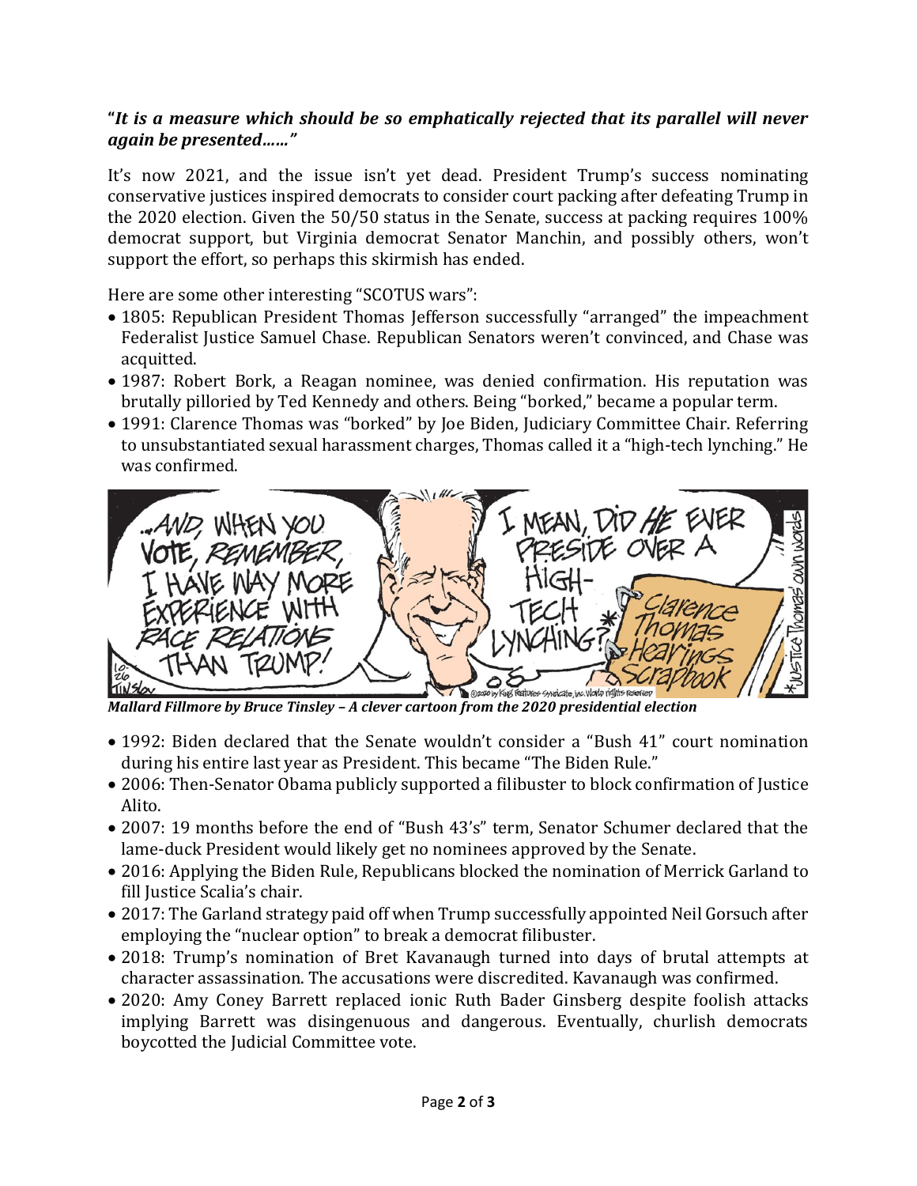***"It is a measure which should be so emphatically rejected that its parallel will never again be presented……"***

It's now 2021, and the issue isn't yet dead. President Trump's success nominating conservative justices inspired democrats to consider court packing after defeating Trump in the 2020 election. Given the 50/50 status in the Senate, success at packing requires 100% democrat support, but Virginia democrat Senator Manchin, and possibly others, won't support the effort, so perhaps this skirmish has ended.

Here are some other interesting "SCOTUS wars":

- 1805: Republican President Thomas Jefferson successfully "arranged" the impeachment Federalist Justice Samuel Chase. Republican Senators weren't convinced, and Chase was acquitted.
- 1987: Robert Bork, a Reagan nominee, was denied confirmation. His reputation was brutally pilloried by Ted Kennedy and others. Being "borked," became a popular term.
- 1991: Clarence Thomas was "borked" by Joe Biden, Judiciary Committee Chair. Referring to unsubstantiated sexual harassment charges, Thomas called it a "high-tech lynching." He was confirmed.

***Mallard Fillmore by Bruce Tinsley – A clever cartoon from the 2020 presidential election***

- 1992: Biden declared that the Senate wouldn't consider a "Bush 41" court nomination during his entire last year as President. This became "The Biden Rule."
- 2006: Then-Senator Obama publicly supported a filibuster to block confirmation of Justice Alito.
- 2007: 19 months before the end of "Bush 43's" term, Senator Schumer declared that the lame-duck President would likely get no nominees approved by the Senate.
- 2016: Applying the Biden Rule, Republicans blocked the nomination of Merrick Garland to fill Justice Scalia's chair.
- 2017: The Garland strategy paid off when Trump successfully appointed Neil Gorsuch after employing the "nuclear option" to break a democrat filibuster.
- 2018: Trump's nomination of Bret Kavanaugh turned into days of brutal attempts at character assassination. The accusations were discredited. Kavanaugh was confirmed.
- 2020: Amy Coney Barrett replaced ionic Ruth Bader Ginsberg despite foolish attacks implying Barrett was disingenuous and dangerous. Eventually, churlish democrats boycotted the Judicial Committee vote.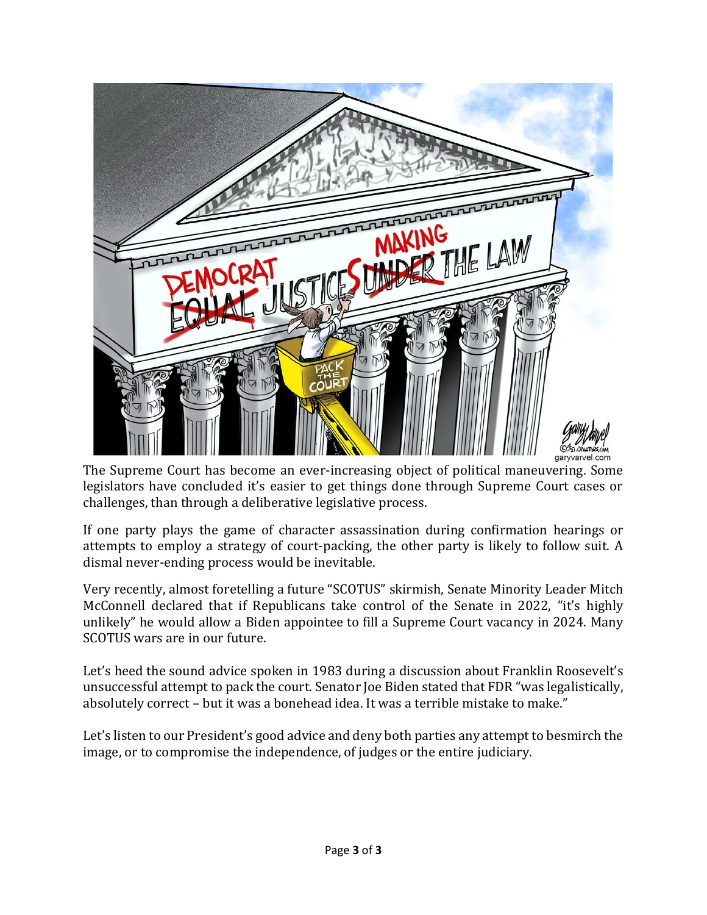The Supreme Court has become an ever-increasing object of political maneuvering. Some legislators have concluded it's easier to get things done through Supreme Court cases or challenges, than through a deliberative legislative process.

If one party plays the game of character assassination during confirmation hearings or attempts to employ a strategy of court-packing, the other party is likely to follow suit. A dismal never-ending process would be inevitable.

Very recently, almost foretelling a future "SCOTUS" skirmish, Senate Minority Leader Mitch McConnell declared that if Republicans take control of the Senate in 2022, "it's highly unlikely" he would allow a Biden appointee to fill a Supreme Court vacancy in 2024. Many SCOTUS wars are in our future.

Let's heed the sound advice spoken in 1983 during a discussion about Franklin Roosevelt's unsuccessful attempt to pack the court. Senator Joe Biden stated that FDR "was legalistically, absolutely correct – but it was a bonehead idea. It was a terrible mistake to make."

Let's listen to our President's good advice and deny both parties any attempt to besmirch the image, or to compromise the independence, of judges or the entire judiciary.